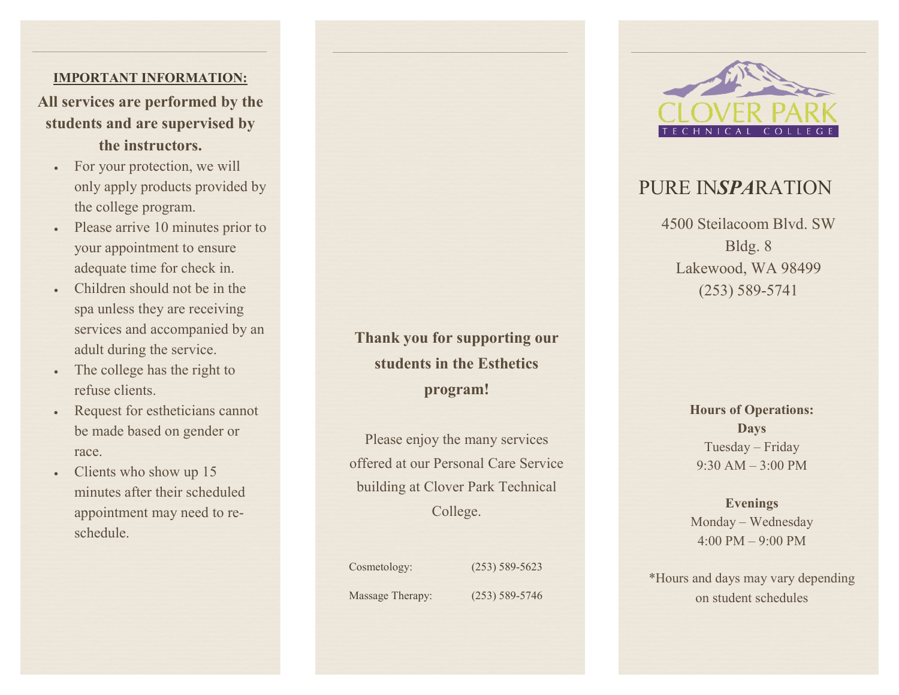**IMPORTANT INFORMATION:**

**All services are performed by the students and are supervised by the instructors.**

- For your protection, we will only apply products provided by the college program.
- Please arrive 10 minutes prior to your appointment to ensure adequate time for check in.
- Children should not be in the spa unless they are receiving services and accompanied by an adult during the service.
- The college has the right to refuse clients.
- Request for estheticians cannot be made based on gender or race.
- Clients who show up 15 minutes after their scheduled appointment may need to re-schedule.

**Thank you for supporting our students in the Esthetics program!**

Please enjoy the many services offered at our Personal Care Service building at Clover Park Technical College.

| | |
|---|---|
| Cosmetology: | (253) 589-5623 |
| Massage Therapy: | (253) 589-5746 |

CLOVER PARK TECHNICAL COLLEGE

# PURE IN***SPA***RATION

4500 Steilacoom Blvd. SW
Bldg. 8
Lakewood, WA 98499
(253) 589-5741

**Hours of Operations:**

**Days**
Tuesday – Friday
9:30 AM – 3:00 PM

**Evenings**
Monday – Wednesday
4:00 PM – 9:00 PM

*Hours and days may vary depending on student schedules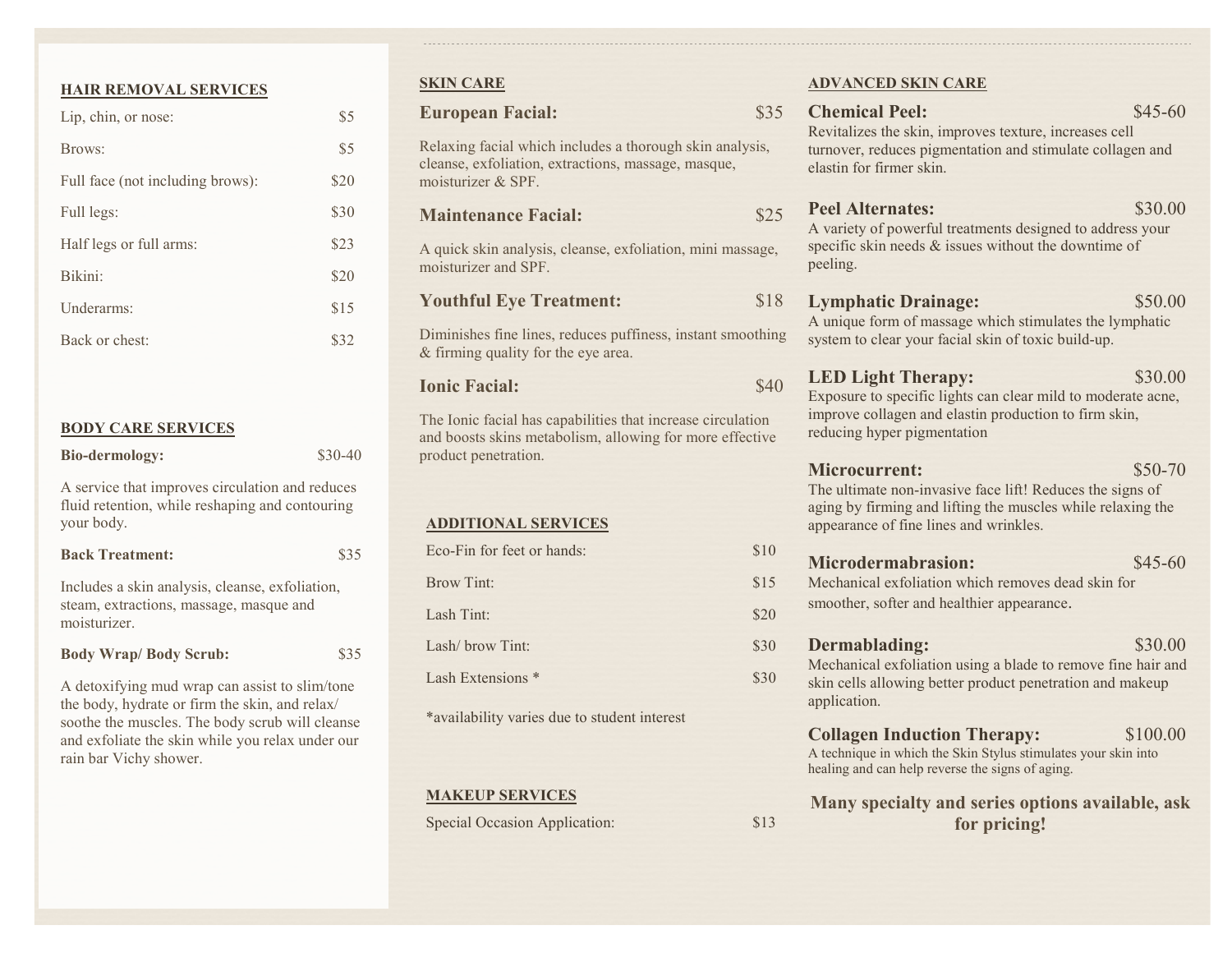## HAIR REMOVAL SERVICES

| | |
|---|---|
| Lip, chin, or nose: | $5 |
| Brows: | $5 |
| Full face (not including brows): | $20 |
| Full legs: | $30 |
| Half legs or full arms: | $23 |
| Bikini: | $20 |
| Underarms: | $15 |
| Back or chest: | $32 |

## BODY CARE SERVICES

**Bio-dermology:** $30-40

A service that improves circulation and reduces fluid retention, while reshaping and contouring your body.

**Back Treatment:** $35

Includes a skin analysis, cleanse, exfoliation, steam, extractions, massage, masque and moisturizer.

**Body Wrap/ Body Scrub:** $35

A detoxifying mud wrap can assist to slim/tone the body, hydrate or firm the skin, and relax/ soothe the muscles. The body scrub will cleanse and exfoliate the skin while you relax under our rain bar Vichy shower.

## SKIN CARE

**European Facial:** $35

Relaxing facial which includes a thorough skin analysis, cleanse, exfoliation, extractions, massage, masque, moisturizer & SPF.

**Maintenance Facial:** $25

A quick skin analysis, cleanse, exfoliation, mini massage, moisturizer and SPF.

**Youthful Eye Treatment:** $18

Diminishes fine lines, reduces puffiness, instant smoothing & firming quality for the eye area.

**Ionic Facial:** $40

The Ionic facial has capabilities that increase circulation and boosts skins metabolism, allowing for more effective product penetration.

## ADDITIONAL SERVICES

| | |
|---|---|
| Eco-Fin for feet or hands: | $10 |
| Brow Tint: | $15 |
| Lash Tint: | $20 |
| Lash/ brow Tint: | $30 |
| Lash Extensions * | $30 |

*availability varies due to student interest

## MAKEUP SERVICES

| | |
|---|---|
| Special Occasion Application: | $13 |

## ADVANCED SKIN CARE

**Chemical Peel:** $45-60

Revitalizes the skin, improves texture, increases cell turnover, reduces pigmentation and stimulate collagen and elastin for firmer skin.

**Peel Alternates:** $30.00

A variety of powerful treatments designed to address your specific skin needs & issues without the downtime of peeling.

**Lymphatic Drainage:** $50.00

A unique form of massage which stimulates the lymphatic system to clear your facial skin of toxic build-up.

**LED Light Therapy:** $30.00

Exposure to specific lights can clear mild to moderate acne, improve collagen and elastin production to firm skin, reducing hyper pigmentation

**Microcurrent:** $50-70

The ultimate non-invasive face lift! Reduces the signs of aging by firming and lifting the muscles while relaxing the appearance of fine lines and wrinkles.

**Microdermabrasion:** $45-60

Mechanical exfoliation which removes dead skin for smoother, softer and healthier appearance.

**Dermablading:** $30.00

Mechanical exfoliation using a blade to remove fine hair and skin cells allowing better product penetration and makeup application.

**Collagen Induction Therapy:** $100.00

A technique in which the Skin Stylus stimulates your skin into healing and can help reverse the signs of aging.

**Many specialty and series options available, ask for pricing!**